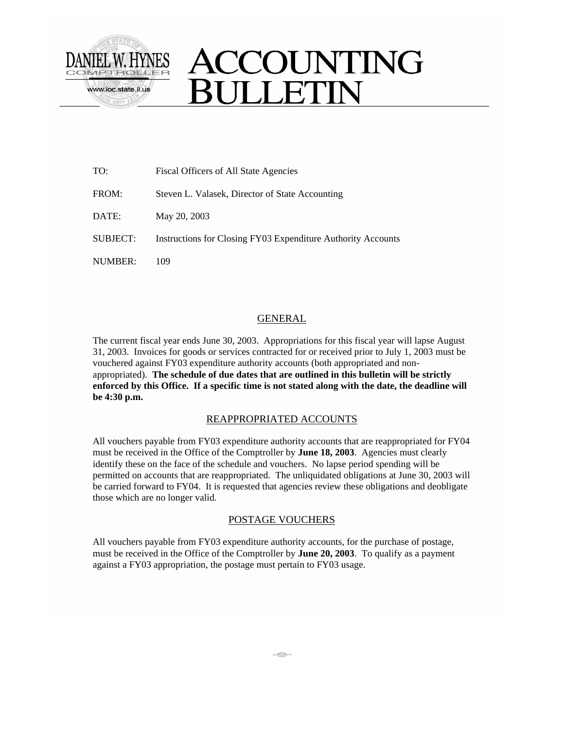DANIEL W. HYNES
COMPTROLLER
www.ioc.state.il.us

# ACCOUNTING BULLETIN

TO: Fiscal Officers of All State Agencies

FROM: Steven L. Valasek, Director of State Accounting

DATE: May 20, 2003

SUBJECT: Instructions for Closing FY03 Expenditure Authority Accounts

NUMBER: 109

## GENERAL

The current fiscal year ends June 30, 2003. Appropriations for this fiscal year will lapse August 31, 2003. Invoices for goods or services contracted for or received prior to July 1, 2003 must be vouchered against FY03 expenditure authority accounts (both appropriated and non-appropriated). **The schedule of due dates that are outlined in this bulletin will be strictly enforced by this Office. If a specific time is not stated along with the date, the deadline will be 4:30 p.m.**

## REAPPROPRIATED ACCOUNTS

All vouchers payable from FY03 expenditure authority accounts that are reappropriated for FY04 must be received in the Office of the Comptroller by **June 18, 2003**. Agencies must clearly identify these on the face of the schedule and vouchers. No lapse period spending will be permitted on accounts that are reappropriated. The unliquidated obligations at June 30, 2003 will be carried forward to FY04. It is requested that agencies review these obligations and deobligate those which are no longer valid.

## POSTAGE VOUCHERS

All vouchers payable from FY03 expenditure authority accounts, for the purchase of postage, must be received in the Office of the Comptroller by **June 20, 2003**. To qualify as a payment against a FY03 appropriation, the postage must pertain to FY03 usage.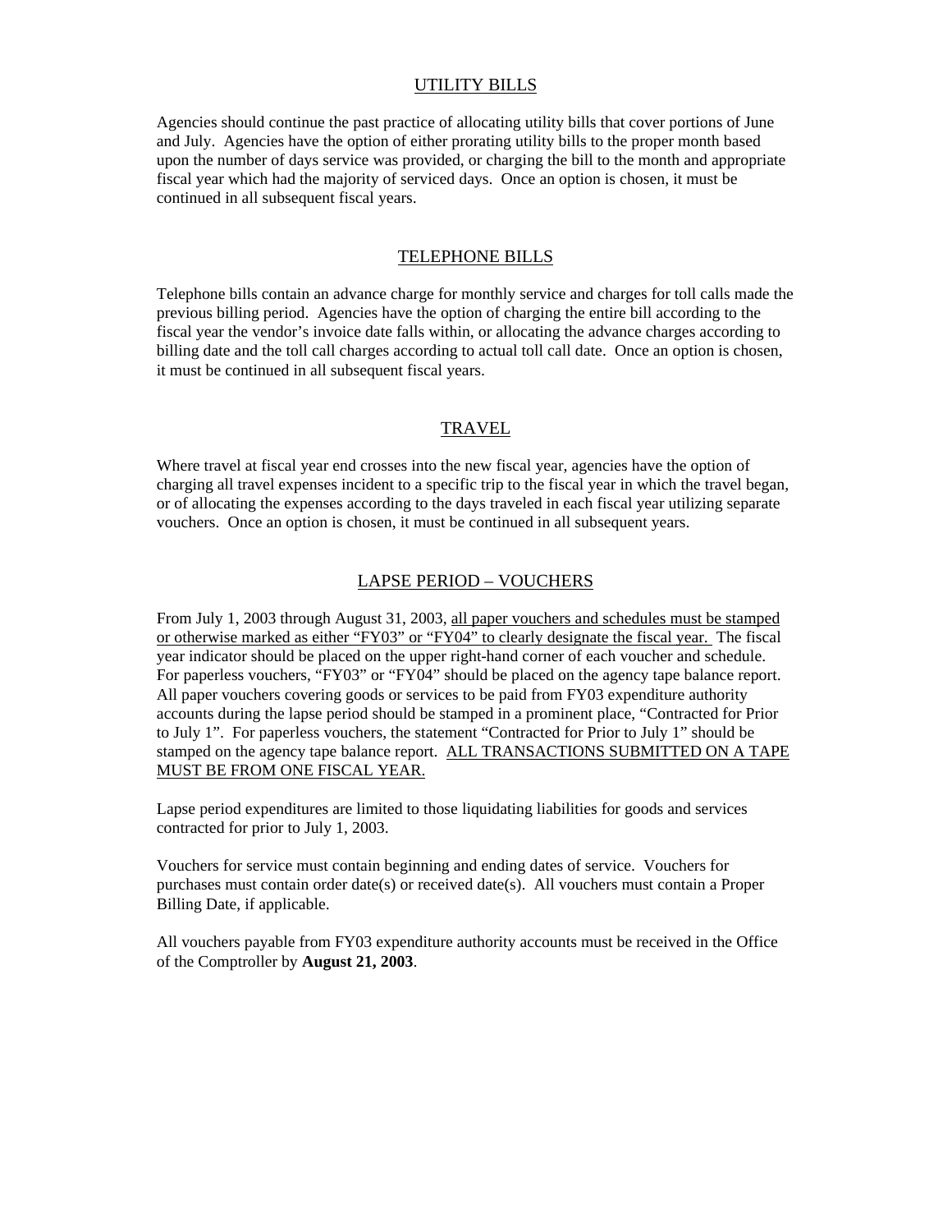## UTILITY BILLS

Agencies should continue the past practice of allocating utility bills that cover portions of June and July. Agencies have the option of either prorating utility bills to the proper month based upon the number of days service was provided, or charging the bill to the month and appropriate fiscal year which had the majority of serviced days. Once an option is chosen, it must be continued in all subsequent fiscal years.

## TELEPHONE BILLS

Telephone bills contain an advance charge for monthly service and charges for toll calls made the previous billing period. Agencies have the option of charging the entire bill according to the fiscal year the vendor's invoice date falls within, or allocating the advance charges according to billing date and the toll call charges according to actual toll call date. Once an option is chosen, it must be continued in all subsequent fiscal years.

## TRAVEL

Where travel at fiscal year end crosses into the new fiscal year, agencies have the option of charging all travel expenses incident to a specific trip to the fiscal year in which the travel began, or of allocating the expenses according to the days traveled in each fiscal year utilizing separate vouchers. Once an option is chosen, it must be continued in all subsequent years.

## LAPSE PERIOD – VOUCHERS

From July 1, 2003 through August 31, 2003, <u>all paper vouchers and schedules must be stamped or otherwise marked as either "FY03" or "FY04" to clearly designate the fiscal year.</u> The fiscal year indicator should be placed on the upper right-hand corner of each voucher and schedule. For paperless vouchers, "FY03" or "FY04" should be placed on the agency tape balance report. All paper vouchers covering goods or services to be paid from FY03 expenditure authority accounts during the lapse period should be stamped in a prominent place, "Contracted for Prior to July 1". For paperless vouchers, the statement "Contracted for Prior to July 1" should be stamped on the agency tape balance report. <u>ALL TRANSACTIONS SUBMITTED ON A TAPE MUST BE FROM ONE FISCAL YEAR.</u>

Lapse period expenditures are limited to those liquidating liabilities for goods and services contracted for prior to July 1, 2003.

Vouchers for service must contain beginning and ending dates of service. Vouchers for purchases must contain order date(s) or received date(s). All vouchers must contain a Proper Billing Date, if applicable.

All vouchers payable from FY03 expenditure authority accounts must be received in the Office of the Comptroller by **August 21, 2003**.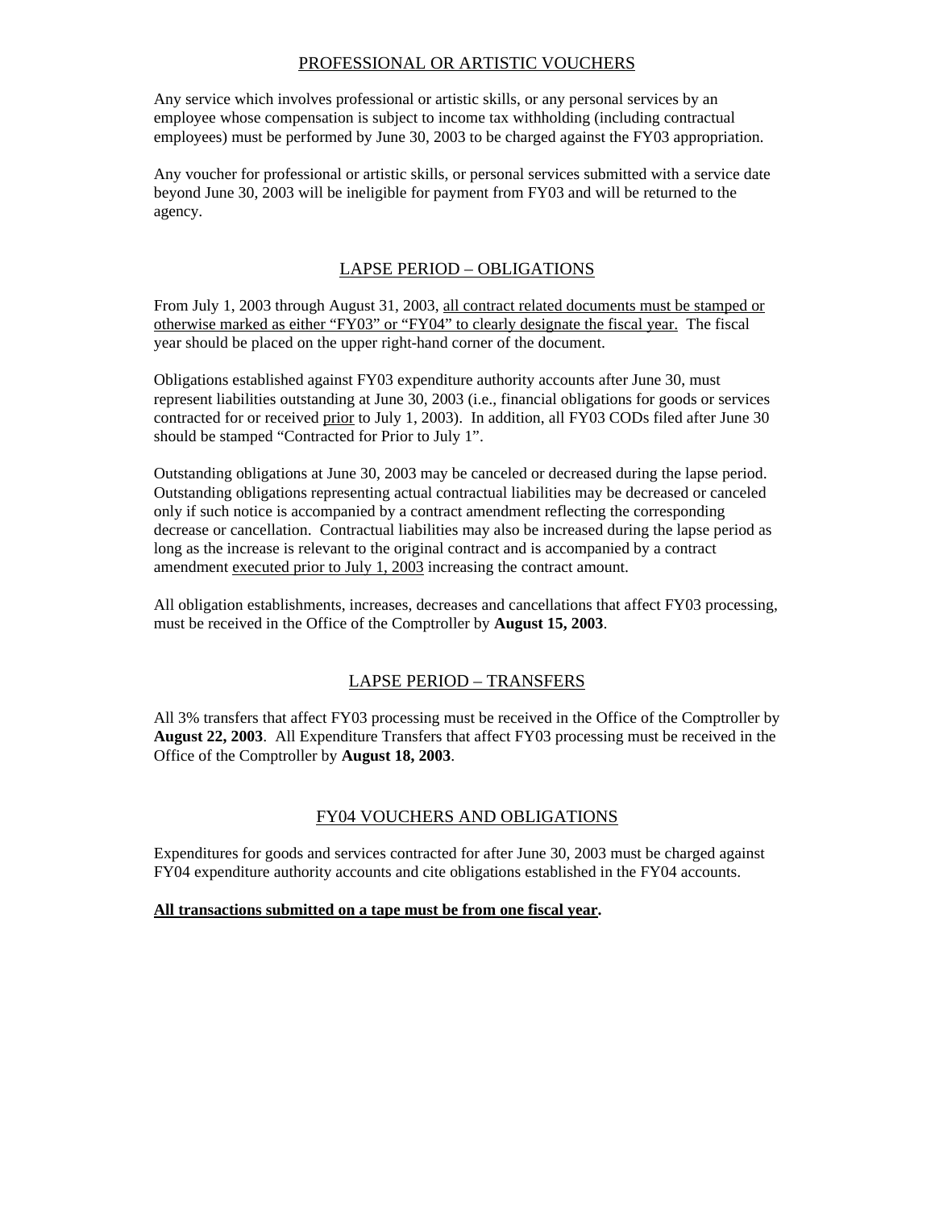## PROFESSIONAL OR ARTISTIC VOUCHERS

Any service which involves professional or artistic skills, or any personal services by an employee whose compensation is subject to income tax withholding (including contractual employees) must be performed by June 30, 2003 to be charged against the FY03 appropriation.

Any voucher for professional or artistic skills, or personal services submitted with a service date beyond June 30, 2003 will be ineligible for payment from FY03 and will be returned to the agency.

## LAPSE PERIOD – OBLIGATIONS

From July 1, 2003 through August 31, 2003, all contract related documents must be stamped or otherwise marked as either “FY03” or “FY04” to clearly designate the fiscal year. The fiscal year should be placed on the upper right-hand corner of the document.

Obligations established against FY03 expenditure authority accounts after June 30, must represent liabilities outstanding at June 30, 2003 (i.e., financial obligations for goods or services contracted for or received prior to July 1, 2003). In addition, all FY03 CODs filed after June 30 should be stamped “Contracted for Prior to July 1”.

Outstanding obligations at June 30, 2003 may be canceled or decreased during the lapse period. Outstanding obligations representing actual contractual liabilities may be decreased or canceled only if such notice is accompanied by a contract amendment reflecting the corresponding decrease or cancellation. Contractual liabilities may also be increased during the lapse period as long as the increase is relevant to the original contract and is accompanied by a contract amendment executed prior to July 1, 2003 increasing the contract amount.

All obligation establishments, increases, decreases and cancellations that affect FY03 processing, must be received in the Office of the Comptroller by **August 15, 2003**.

## LAPSE PERIOD – TRANSFERS

All 3% transfers that affect FY03 processing must be received in the Office of the Comptroller by **August 22, 2003**. All Expenditure Transfers that affect FY03 processing must be received in the Office of the Comptroller by **August 18, 2003**.

## FY04 VOUCHERS AND OBLIGATIONS

Expenditures for goods and services contracted for after June 30, 2003 must be charged against FY04 expenditure authority accounts and cite obligations established in the FY04 accounts.

**All transactions submitted on a tape must be from one fiscal year.**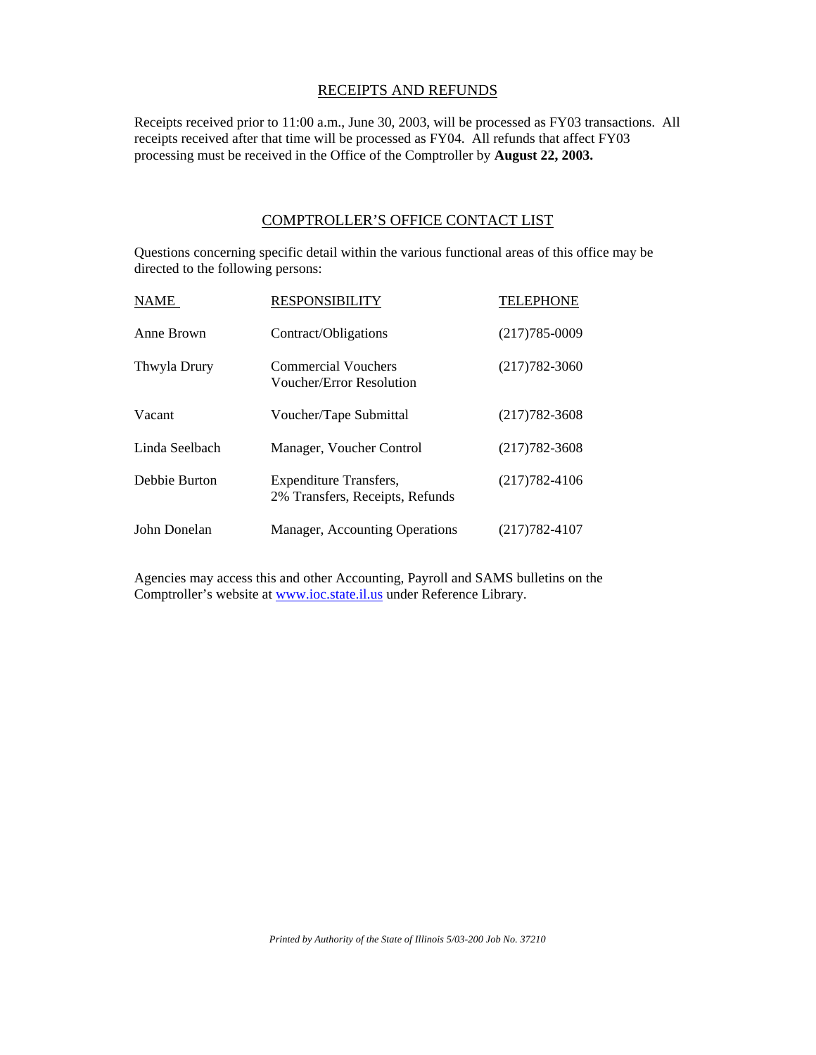## RECEIPTS AND REFUNDS

Receipts received prior to 11:00 a.m., June 30, 2003, will be processed as FY03 transactions. All receipts received after that time will be processed as FY04. All refunds that affect FY03 processing must be received in the Office of the Comptroller by **August 22, 2003.**

## COMPTROLLER'S OFFICE CONTACT LIST

Questions concerning specific detail within the various functional areas of this office may be directed to the following persons:

| NAME | RESPONSIBILITY | TELEPHONE |
|---|---|---|
| Anne Brown | Contract/Obligations | (217)785-0009 |
| Thwyla Drury | Commercial Vouchers Voucher/Error Resolution | (217)782-3060 |
| Vacant | Voucher/Tape Submittal | (217)782-3608 |
| Linda Seelbach | Manager, Voucher Control | (217)782-3608 |
| Debbie Burton | Expenditure Transfers, 2% Transfers, Receipts, Refunds | (217)782-4106 |
| John Donelan | Manager, Accounting Operations | (217)782-4107 |

Agencies may access this and other Accounting, Payroll and SAMS bulletins on the Comptroller's website at www.ioc.state.il.us under Reference Library.

*Printed by Authority of the State of Illinois 5/03-200 Job No. 37210*